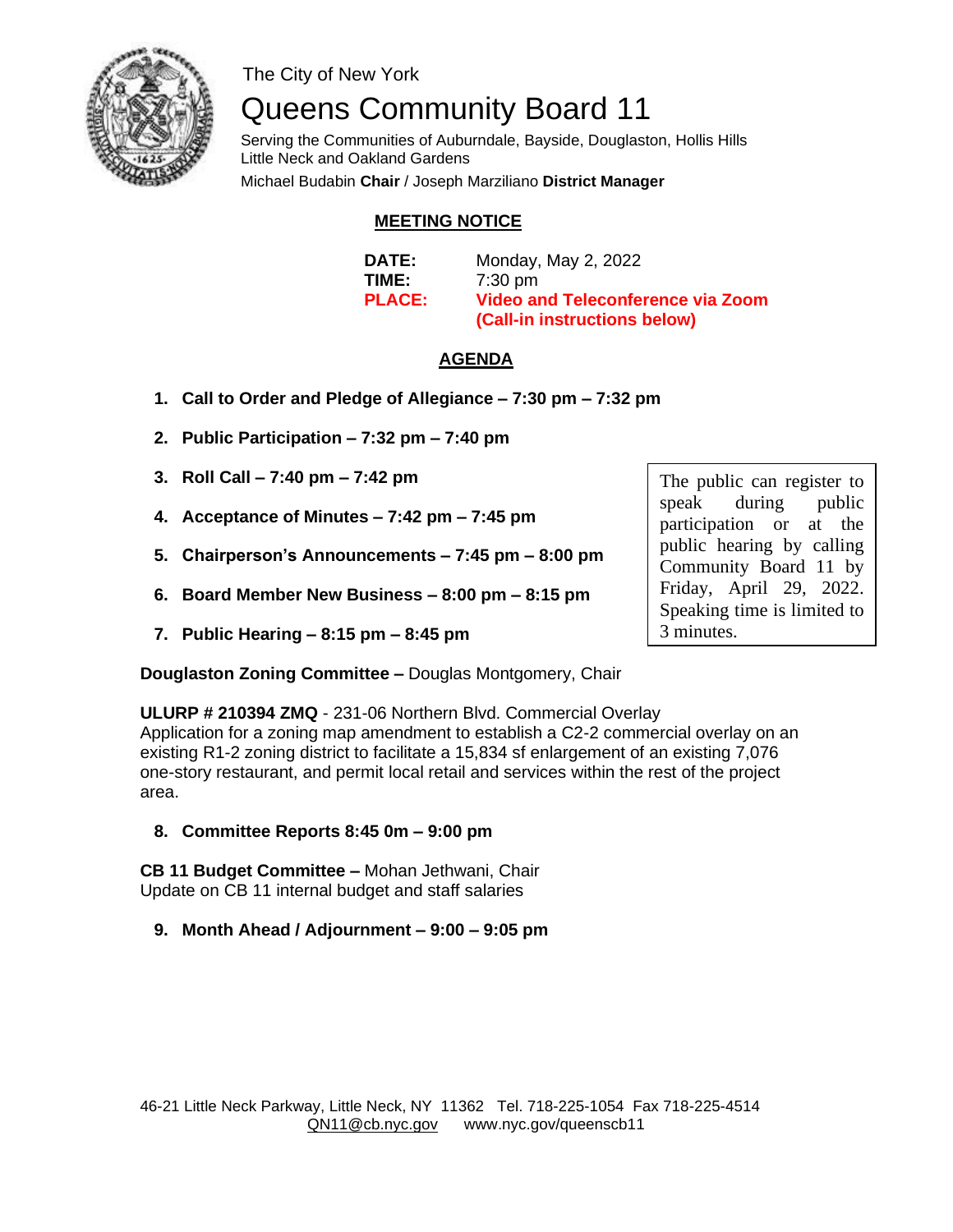The City of New York

# Queens Community Board 11

Serving the Communities of Auburndale, Bayside, Douglaston, Hollis Hills
Little Neck and Oakland Gardens

Michael Budabin **Chair** / Joseph Marziliano **District Manager**

## MEETING NOTICE

**DATE:** Monday, May 2, 2022
**TIME:** 7:30 pm
**PLACE:** **Video and Teleconference via Zoom (Call-in instructions below)**

## AGENDA

1. **Call to Order and Pledge of Allegiance – 7:30 pm – 7:32 pm**
2. **Public Participation – 7:32 pm – 7:40 pm**
3. **Roll Call – 7:40 pm – 7:42 pm**
4. **Acceptance of Minutes – 7:42 pm – 7:45 pm**
5. **Chairperson's Announcements – 7:45 pm – 8:00 pm**
6. **Board Member New Business – 8:00 pm – 8:15 pm**
7. **Public Hearing – 8:15 pm – 8:45 pm**

The public can register to speak during public participation or at the public hearing by calling Community Board 11 by Friday, April 29, 2022. Speaking time is limited to 3 minutes.

**Douglaston Zoning Committee –** Douglas Montgomery, Chair

**ULURP # 210394 ZMQ** - 231-06 Northern Blvd. Commercial Overlay
Application for a zoning map amendment to establish a C2-2 commercial overlay on an existing R1-2 zoning district to facilitate a 15,834 sf enlargement of an existing 7,076 one-story restaurant, and permit local retail and services within the rest of the project area.

8. **Committee Reports 8:45 0m – 9:00 pm**

**CB 11 Budget Committee –** Mohan Jethwani, Chair
Update on CB 11 internal budget and staff salaries

9. **Month Ahead / Adjournment – 9:00 – 9:05 pm**

46-21 Little Neck Parkway, Little Neck, NY 11362 Tel. 718-225-1054 Fax 718-225-4514
QN11@cb.nyc.gov www.nyc.gov/queenscb11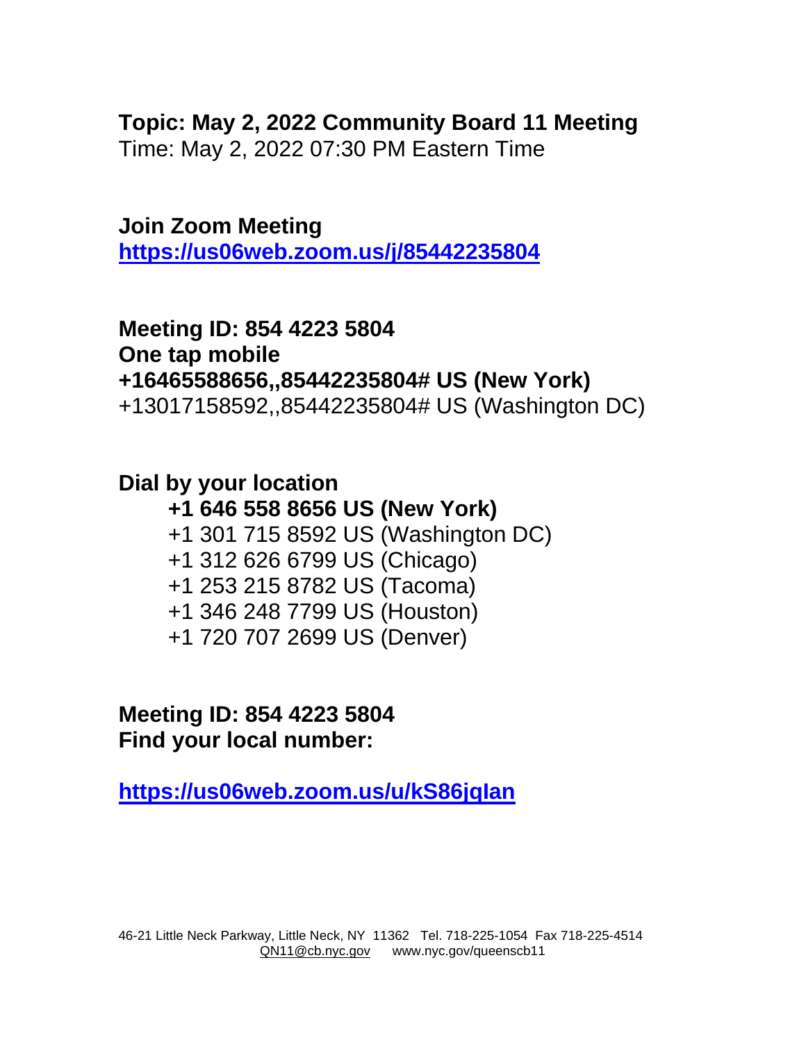**Topic: May 2, 2022 Community Board 11 Meeting**
Time: May 2, 2022 07:30 PM Eastern Time

**Join Zoom Meeting**
**https://us06web.zoom.us/j/85442235804**

**Meeting ID: 854 4223 5804**
**One tap mobile**
**+16465588656,,85442235804# US (New York)**
+13017158592,,85442235804# US (Washington DC)

**Dial by your location**

- **+1 646 558 8656 US (New York)**
- +1 301 715 8592 US (Washington DC)
- +1 312 626 6799 US (Chicago)
- +1 253 215 8782 US (Tacoma)
- +1 346 248 7799 US (Houston)
- +1 720 707 2699 US (Denver)

**Meeting ID: 854 4223 5804**
**Find your local number:**

**https://us06web.zoom.us/u/kS86jqIan**

46-21 Little Neck Parkway, Little Neck, NY 11362 Tel. 718-225-1054 Fax 718-225-4514
QN11@cb.nyc.gov www.nyc.gov/queenscb11